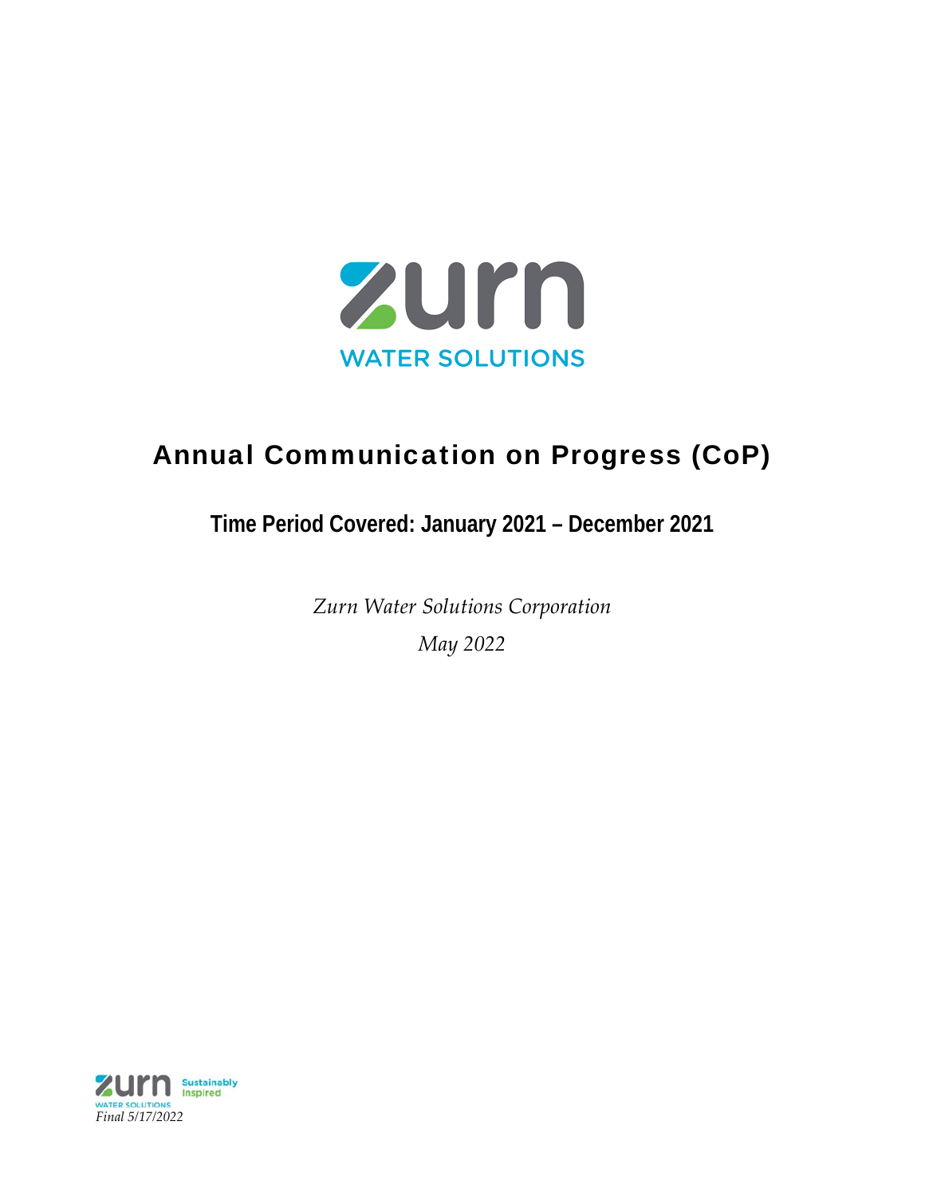zurn

WATER SOLUTIONS

# Annual Communication on Progress (CoP)

## Time Period Covered: January 2021 – December 2021

*Zurn Water Solutions Corporation*

*May 2022*

zurn Sustainably Inspired

WATER SOLUTIONS

*Final 5/17/2022*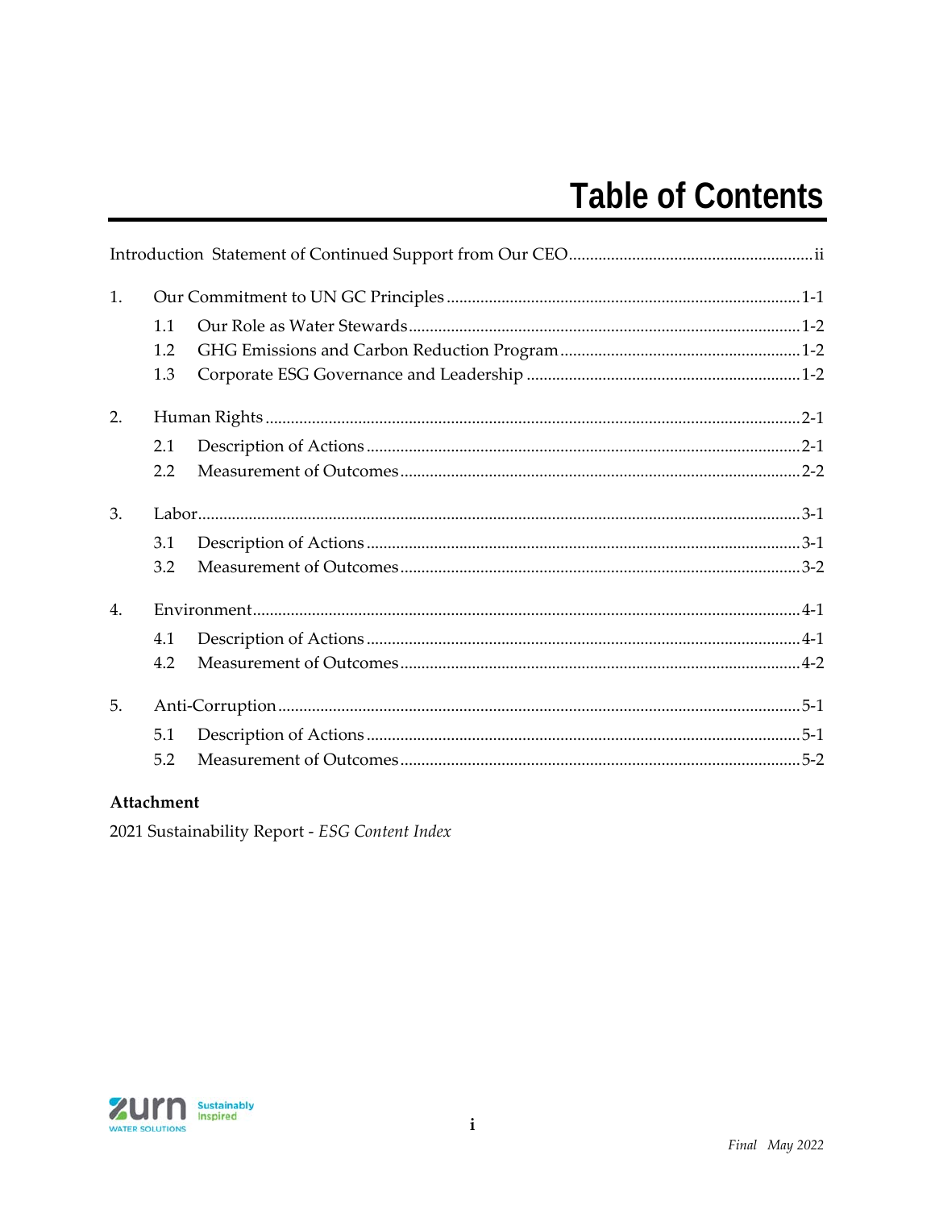# Table of Contents

Introduction Statement of Continued Support from Our CEO .......... ii

1. Our Commitment to UN GC Principles .......... 1-1
   - 1.1 Our Role as Water Stewards .......... 1-2
   - 1.2 GHG Emissions and Carbon Reduction Program .......... 1-2
   - 1.3 Corporate ESG Governance and Leadership .......... 1-2
2. Human Rights .......... 2-1
   - 2.1 Description of Actions .......... 2-1
   - 2.2 Measurement of Outcomes .......... 2-2
3. Labor .......... 3-1
   - 3.1 Description of Actions .......... 3-1
   - 3.2 Measurement of Outcomes .......... 3-2
4. Environment .......... 4-1
   - 4.1 Description of Actions .......... 4-1
   - 4.2 Measurement of Outcomes .......... 4-2
5. Anti-Corruption .......... 5-1
   - 5.1 Description of Actions .......... 5-1
   - 5.2 Measurement of Outcomes .......... 5-2

**Attachment**

2021 Sustainability Report - *ESG Content Index*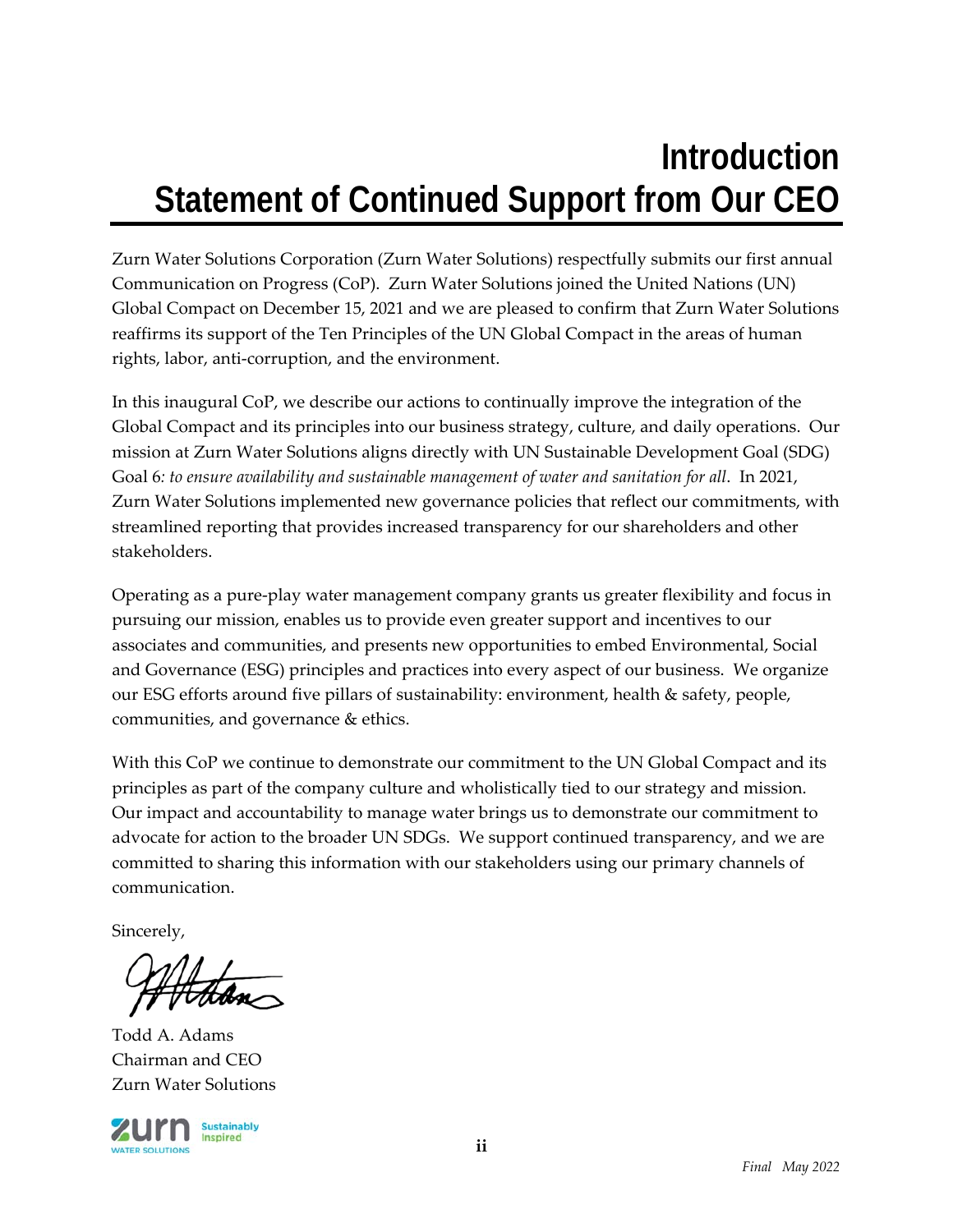# Introduction
# Statement of Continued Support from Our CEO

Zurn Water Solutions Corporation (Zurn Water Solutions) respectfully submits our first annual Communication on Progress (CoP). Zurn Water Solutions joined the United Nations (UN) Global Compact on December 15, 2021 and we are pleased to confirm that Zurn Water Solutions reaffirms its support of the Ten Principles of the UN Global Compact in the areas of human rights, labor, anti-corruption, and the environment.

In this inaugural CoP, we describe our actions to continually improve the integration of the Global Compact and its principles into our business strategy, culture, and daily operations. Our mission at Zurn Water Solutions aligns directly with UN Sustainable Development Goal (SDG) Goal 6*: to ensure availability and sustainable management of water and sanitation for all*. In 2021, Zurn Water Solutions implemented new governance policies that reflect our commitments, with streamlined reporting that provides increased transparency for our shareholders and other stakeholders.

Operating as a pure-play water management company grants us greater flexibility and focus in pursuing our mission, enables us to provide even greater support and incentives to our associates and communities, and presents new opportunities to embed Environmental, Social and Governance (ESG) principles and practices into every aspect of our business. We organize our ESG efforts around five pillars of sustainability: environment, health & safety, people, communities, and governance & ethics.

With this CoP we continue to demonstrate our commitment to the UN Global Compact and its principles as part of the company culture and wholistically tied to our strategy and mission. Our impact and accountability to manage water brings us to demonstrate our commitment to advocate for action to the broader UN SDGs. We support continued transparency, and we are committed to sharing this information with our stakeholders using our primary channels of communication.

Sincerely,

Todd A. Adams
Chairman and CEO
Zurn Water Solutions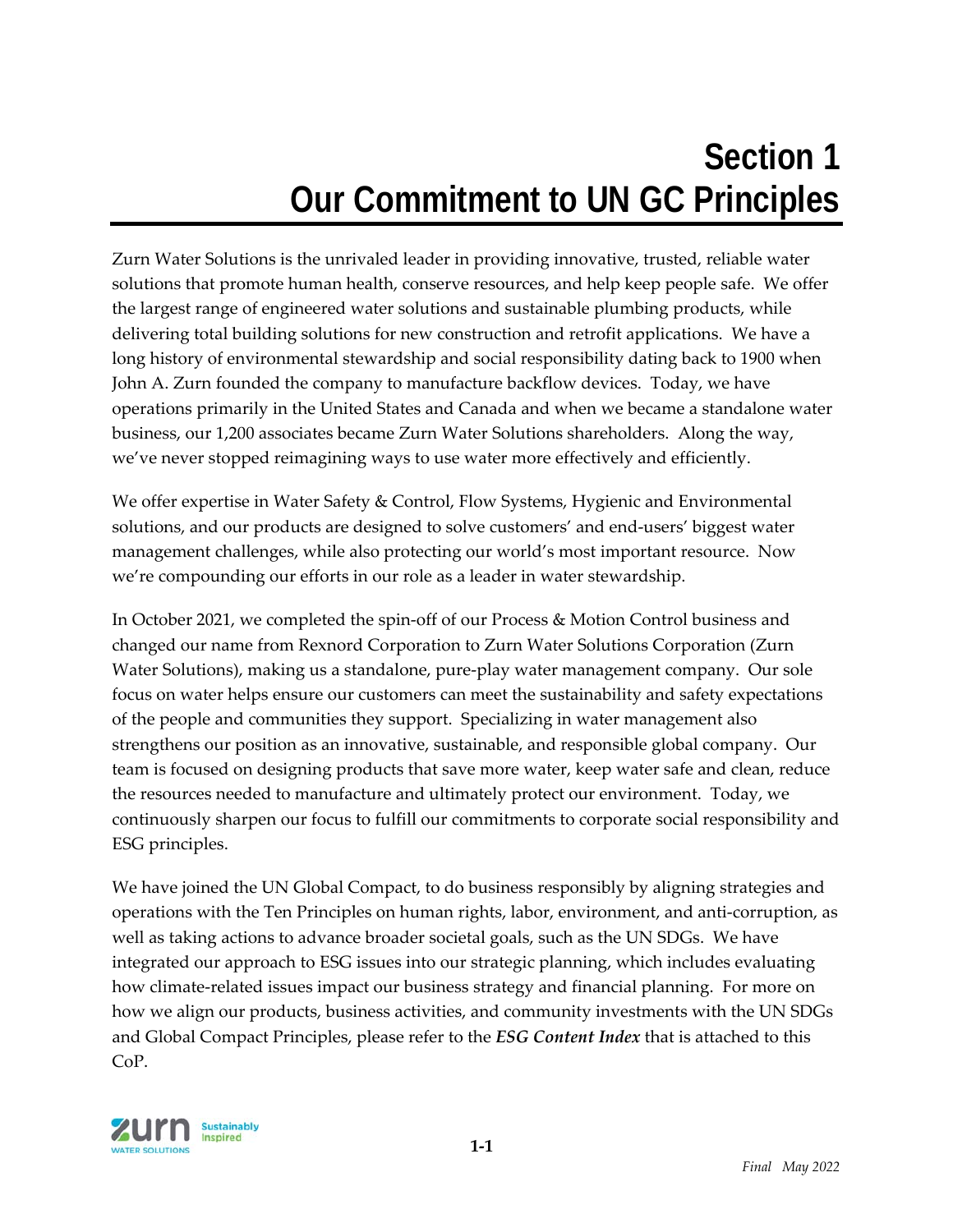# Section 1
# Our Commitment to UN GC Principles

Zurn Water Solutions is the unrivaled leader in providing innovative, trusted, reliable water solutions that promote human health, conserve resources, and help keep people safe. We offer the largest range of engineered water solutions and sustainable plumbing products, while delivering total building solutions for new construction and retrofit applications. We have a long history of environmental stewardship and social responsibility dating back to 1900 when John A. Zurn founded the company to manufacture backflow devices. Today, we have operations primarily in the United States and Canada and when we became a standalone water business, our 1,200 associates became Zurn Water Solutions shareholders. Along the way, we've never stopped reimagining ways to use water more effectively and efficiently.

We offer expertise in Water Safety & Control, Flow Systems, Hygienic and Environmental solutions, and our products are designed to solve customers' and end-users' biggest water management challenges, while also protecting our world's most important resource. Now we're compounding our efforts in our role as a leader in water stewardship.

In October 2021, we completed the spin-off of our Process & Motion Control business and changed our name from Rexnord Corporation to Zurn Water Solutions Corporation (Zurn Water Solutions), making us a standalone, pure-play water management company. Our sole focus on water helps ensure our customers can meet the sustainability and safety expectations of the people and communities they support. Specializing in water management also strengthens our position as an innovative, sustainable, and responsible global company. Our team is focused on designing products that save more water, keep water safe and clean, reduce the resources needed to manufacture and ultimately protect our environment. Today, we continuously sharpen our focus to fulfill our commitments to corporate social responsibility and ESG principles.

We have joined the UN Global Compact, to do business responsibly by aligning strategies and operations with the Ten Principles on human rights, labor, environment, and anti-corruption, as well as taking actions to advance broader societal goals, such as the UN SDGs. We have integrated our approach to ESG issues into our strategic planning, which includes evaluating how climate-related issues impact our business strategy and financial planning. For more on how we align our products, business activities, and community investments with the UN SDGs and Global Compact Principles, please refer to the ***ESG Content Index*** that is attached to this CoP.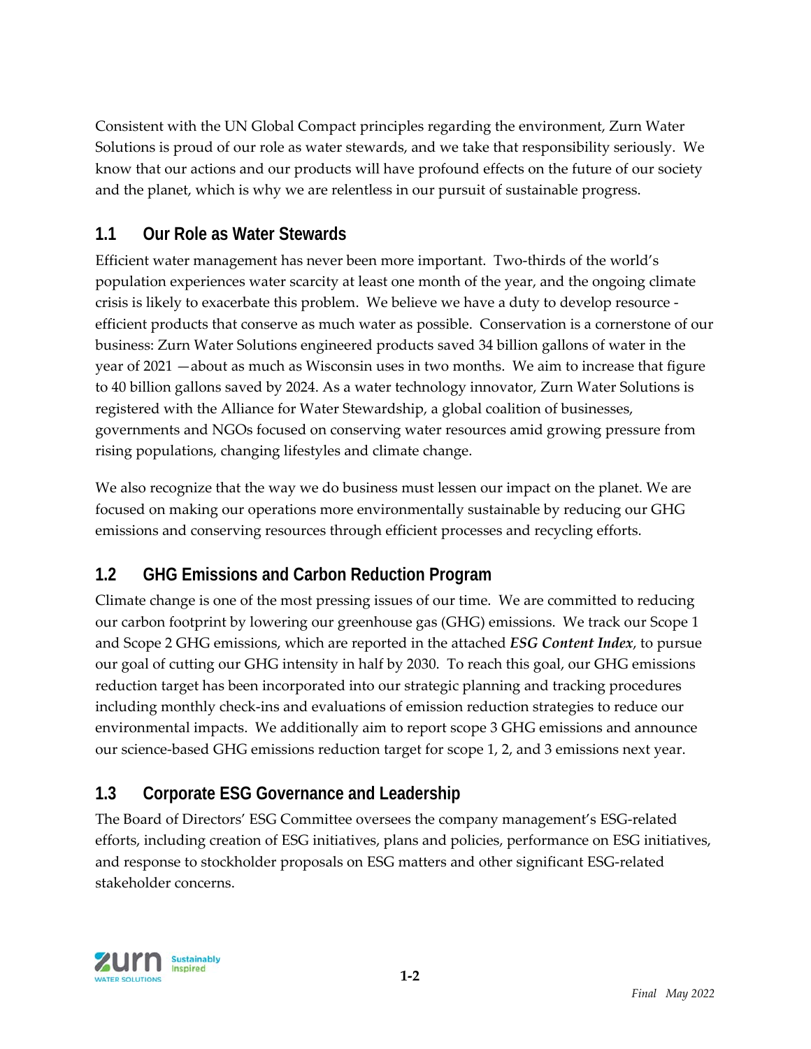Consistent with the UN Global Compact principles regarding the environment, Zurn Water Solutions is proud of our role as water stewards, and we take that responsibility seriously. We know that our actions and our products will have profound effects on the future of our society and the planet, which is why we are relentless in our pursuit of sustainable progress.

## 1.1 Our Role as Water Stewards

Efficient water management has never been more important. Two-thirds of the world's population experiences water scarcity at least one month of the year, and the ongoing climate crisis is likely to exacerbate this problem. We believe we have a duty to develop resource - efficient products that conserve as much water as possible. Conservation is a cornerstone of our business: Zurn Water Solutions engineered products saved 34 billion gallons of water in the year of 2021 —about as much as Wisconsin uses in two months. We aim to increase that figure to 40 billion gallons saved by 2024. As a water technology innovator, Zurn Water Solutions is registered with the Alliance for Water Stewardship, a global coalition of businesses, governments and NGOs focused on conserving water resources amid growing pressure from rising populations, changing lifestyles and climate change.

We also recognize that the way we do business must lessen our impact on the planet. We are focused on making our operations more environmentally sustainable by reducing our GHG emissions and conserving resources through efficient processes and recycling efforts.

## 1.2 GHG Emissions and Carbon Reduction Program

Climate change is one of the most pressing issues of our time. We are committed to reducing our carbon footprint by lowering our greenhouse gas (GHG) emissions. We track our Scope 1 and Scope 2 GHG emissions, which are reported in the attached ***ESG Content Index***, to pursue our goal of cutting our GHG intensity in half by 2030. To reach this goal, our GHG emissions reduction target has been incorporated into our strategic planning and tracking procedures including monthly check-ins and evaluations of emission reduction strategies to reduce our environmental impacts. We additionally aim to report scope 3 GHG emissions and announce our science-based GHG emissions reduction target for scope 1, 2, and 3 emissions next year.

## 1.3 Corporate ESG Governance and Leadership

The Board of Directors' ESG Committee oversees the company management's ESG-related efforts, including creation of ESG initiatives, plans and policies, performance on ESG initiatives, and response to stockholder proposals on ESG matters and other significant ESG-related stakeholder concerns.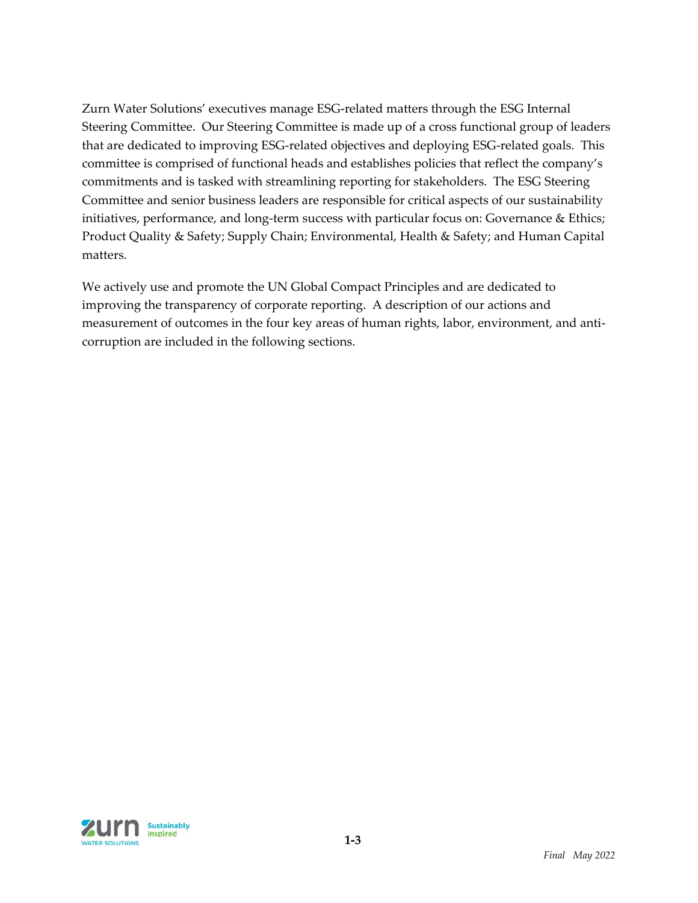Zurn Water Solutions' executives manage ESG-related matters through the ESG Internal Steering Committee. Our Steering Committee is made up of a cross functional group of leaders that are dedicated to improving ESG-related objectives and deploying ESG-related goals. This committee is comprised of functional heads and establishes policies that reflect the company's commitments and is tasked with streamlining reporting for stakeholders. The ESG Steering Committee and senior business leaders are responsible for critical aspects of our sustainability initiatives, performance, and long-term success with particular focus on: Governance & Ethics; Product Quality & Safety; Supply Chain; Environmental, Health & Safety; and Human Capital matters.

We actively use and promote the UN Global Compact Principles and are dedicated to improving the transparency of corporate reporting. A description of our actions and measurement of outcomes in the four key areas of human rights, labor, environment, and anti-corruption are included in the following sections.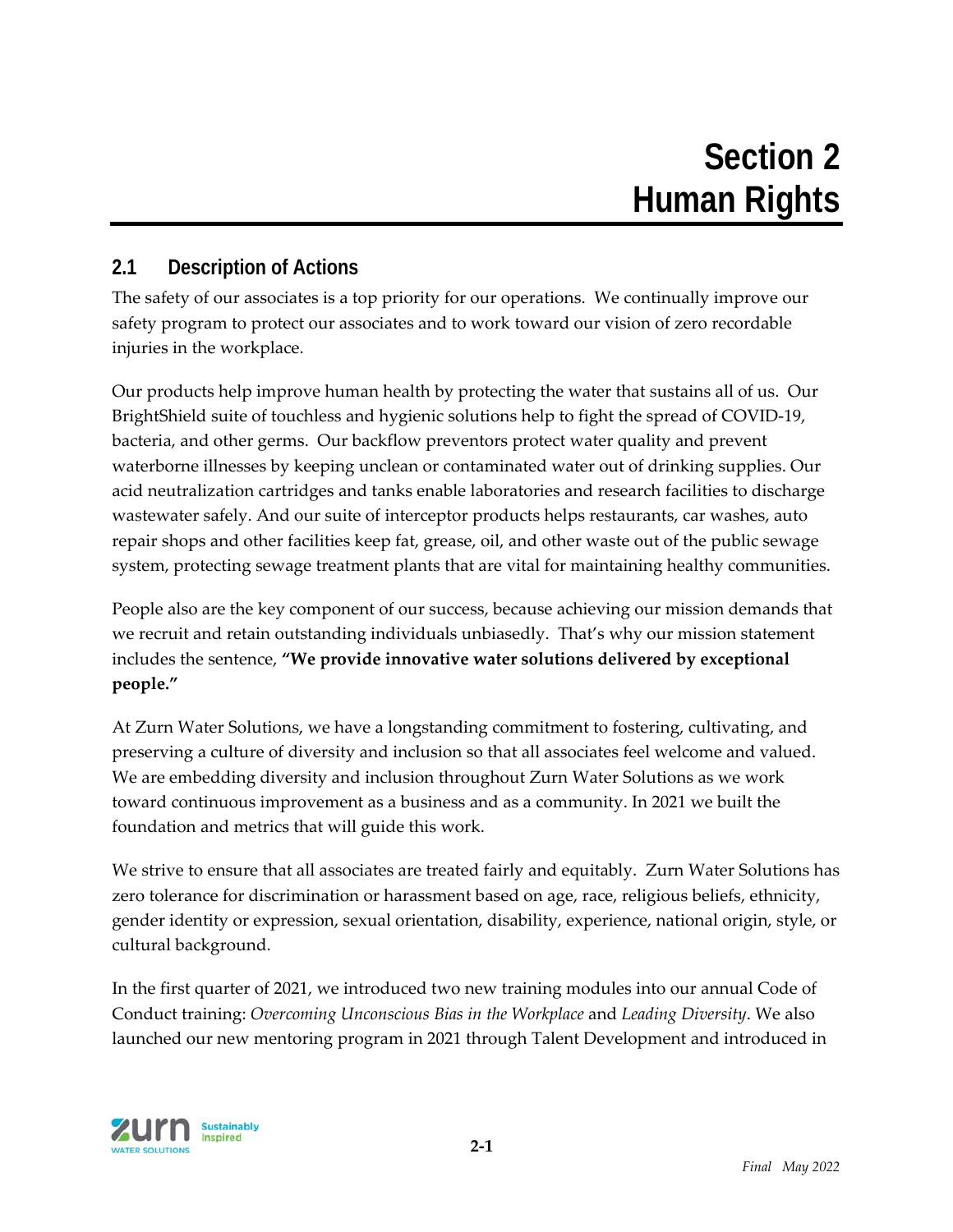# Section 2 Human Rights

## 2.1 Description of Actions

The safety of our associates is a top priority for our operations. We continually improve our safety program to protect our associates and to work toward our vision of zero recordable injuries in the workplace.

Our products help improve human health by protecting the water that sustains all of us. Our BrightShield suite of touchless and hygienic solutions help to fight the spread of COVID-19, bacteria, and other germs. Our backflow preventors protect water quality and prevent waterborne illnesses by keeping unclean or contaminated water out of drinking supplies. Our acid neutralization cartridges and tanks enable laboratories and research facilities to discharge wastewater safely. And our suite of interceptor products helps restaurants, car washes, auto repair shops and other facilities keep fat, grease, oil, and other waste out of the public sewage system, protecting sewage treatment plants that are vital for maintaining healthy communities.

People also are the key component of our success, because achieving our mission demands that we recruit and retain outstanding individuals unbiasedly. That's why our mission statement includes the sentence, **"We provide innovative water solutions delivered by exceptional people."**

At Zurn Water Solutions, we have a longstanding commitment to fostering, cultivating, and preserving a culture of diversity and inclusion so that all associates feel welcome and valued. We are embedding diversity and inclusion throughout Zurn Water Solutions as we work toward continuous improvement as a business and as a community. In 2021 we built the foundation and metrics that will guide this work.

We strive to ensure that all associates are treated fairly and equitably. Zurn Water Solutions has zero tolerance for discrimination or harassment based on age, race, religious beliefs, ethnicity, gender identity or expression, sexual orientation, disability, experience, national origin, style, or cultural background.

In the first quarter of 2021, we introduced two new training modules into our annual Code of Conduct training: *Overcoming Unconscious Bias in the Workplace* and *Leading Diversity*. We also launched our new mentoring program in 2021 through Talent Development and introduced in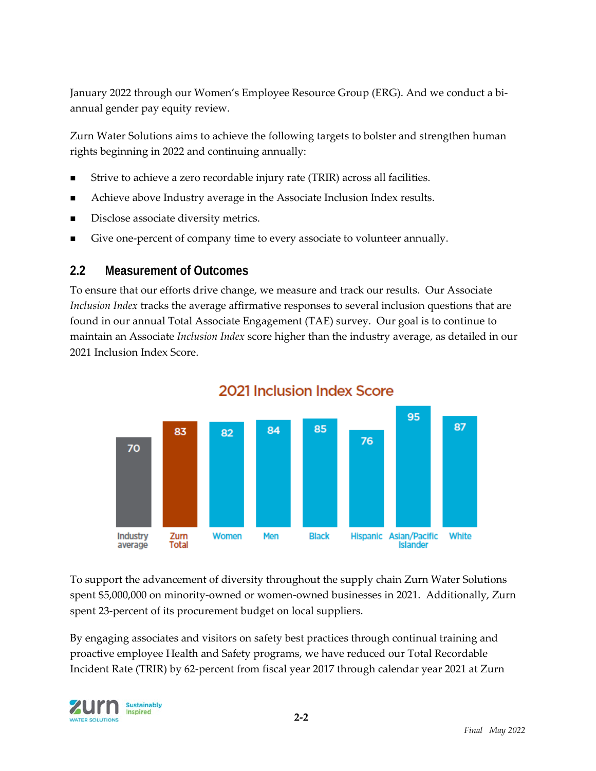January 2022 through our Women's Employee Resource Group (ERG). And we conduct a bi-annual gender pay equity review.

Zurn Water Solutions aims to achieve the following targets to bolster and strengthen human rights beginning in 2022 and continuing annually:

- Strive to achieve a zero recordable injury rate (TRIR) across all facilities.
- Achieve above Industry average in the Associate Inclusion Index results.
- Disclose associate diversity metrics.
- Give one-percent of company time to every associate to volunteer annually.

## 2.2 Measurement of Outcomes

To ensure that our efforts drive change, we measure and track our results. Our Associate *Inclusion Index* tracks the average affirmative responses to several inclusion questions that are found in our annual Total Associate Engagement (TAE) survey. Our goal is to continue to maintain an Associate *Inclusion Index* score higher than the industry average, as detailed in our 2021 Inclusion Index Score.

**2021 Inclusion Index Score**

| Industry average | Zurn Total | Women | Men | Black | Hispanic | Asian/Pacific Islander | White |
|---|---|---|---|---|---|---|---|
| 70 | 83 | 82 | 84 | 85 | 76 | 95 | 87 |

To support the advancement of diversity throughout the supply chain Zurn Water Solutions spent $5,000,000 on minority-owned or women-owned businesses in 2021. Additionally, Zurn spent 23-percent of its procurement budget on local suppliers.

By engaging associates and visitors on safety best practices through continual training and proactive employee Health and Safety programs, we have reduced our Total Recordable Incident Rate (TRIR) by 62-percent from fiscal year 2017 through calendar year 2021 at Zurn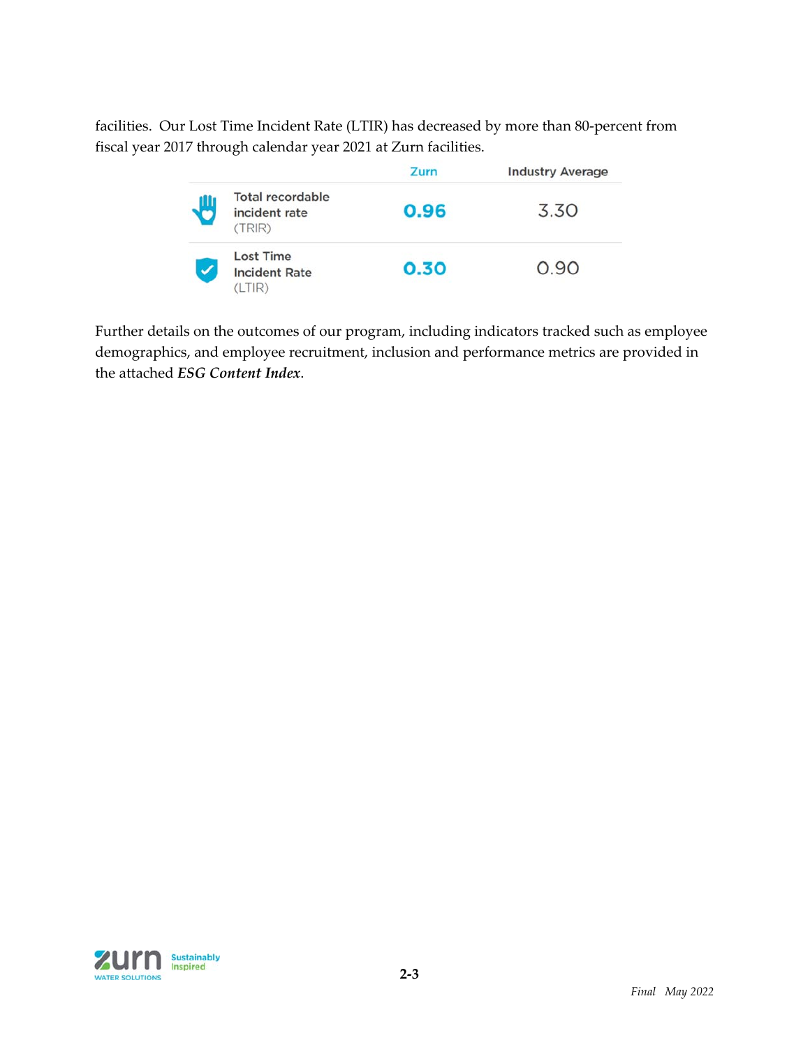facilities. Our Lost Time Incident Rate (LTIR) has decreased by more than 80-percent from fiscal year 2017 through calendar year 2021 at Zurn facilities.

| | Zurn | Industry Average |
|---|---|---|
| Total recordable incident rate (TRIR) | **0.96** | 3.30 |
| Lost Time Incident Rate (LTIR) | **0.30** | 0.90 |

Further details on the outcomes of our program, including indicators tracked such as employee demographics, and employee recruitment, inclusion and performance metrics are provided in the attached ***ESG Content Index***.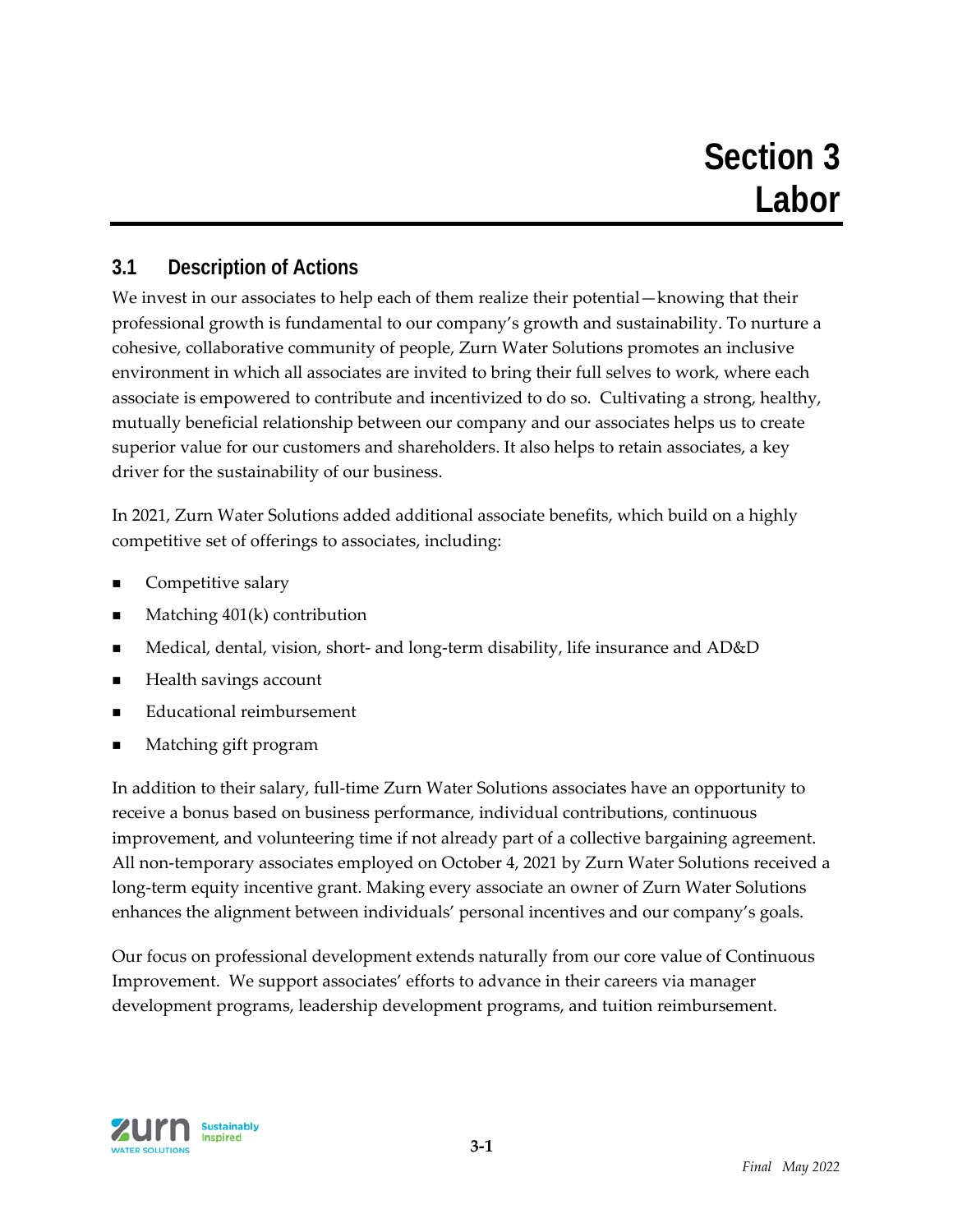# Section 3 Labor

## 3.1 Description of Actions

We invest in our associates to help each of them realize their potential—knowing that their professional growth is fundamental to our company's growth and sustainability. To nurture a cohesive, collaborative community of people, Zurn Water Solutions promotes an inclusive environment in which all associates are invited to bring their full selves to work, where each associate is empowered to contribute and incentivized to do so. Cultivating a strong, healthy, mutually beneficial relationship between our company and our associates helps us to create superior value for our customers and shareholders. It also helps to retain associates, a key driver for the sustainability of our business.

In 2021, Zurn Water Solutions added additional associate benefits, which build on a highly competitive set of offerings to associates, including:

- Competitive salary
- Matching 401(k) contribution
- Medical, dental, vision, short- and long-term disability, life insurance and AD&D
- Health savings account
- Educational reimbursement
- Matching gift program

In addition to their salary, full-time Zurn Water Solutions associates have an opportunity to receive a bonus based on business performance, individual contributions, continuous improvement, and volunteering time if not already part of a collective bargaining agreement. All non-temporary associates employed on October 4, 2021 by Zurn Water Solutions received a long-term equity incentive grant. Making every associate an owner of Zurn Water Solutions enhances the alignment between individuals' personal incentives and our company's goals.

Our focus on professional development extends naturally from our core value of Continuous Improvement. We support associates' efforts to advance in their careers via manager development programs, leadership development programs, and tuition reimbursement.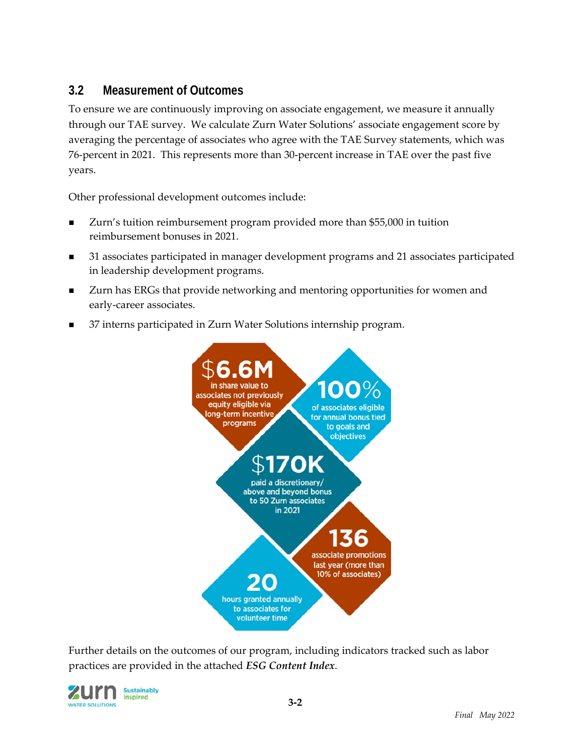## 3.2 Measurement of Outcomes

To ensure we are continuously improving on associate engagement, we measure it annually through our TAE survey. We calculate Zurn Water Solutions' associate engagement score by averaging the percentage of associates who agree with the TAE Survey statements, which was 76-percent in 2021. This represents more than 30-percent increase in TAE over the past five years.

Other professional development outcomes include:

- Zurn's tuition reimbursement program provided more than $55,000 in tuition reimbursement bonuses in 2021.
- 31 associates participated in manager development programs and 21 associates participated in leadership development programs.
- Zurn has ERGs that provide networking and mentoring opportunities for women and early-career associates.
- 37 interns participated in Zurn Water Solutions internship program.

**$6.6M** in share value to associates not previously equity eligible via long-term incentive programs

**100%** of associates eligible for annual bonus tied to goals and objectives

**$170K** paid a discretionary/ above and beyond bonus to 50 Zurn associates in 2021

**136** associate promotions last year (more than 10% of associates)

**20** hours granted annually to associates for volunteer time

Further details on the outcomes of our program, including indicators tracked such as labor practices are provided in the attached ***ESG Content Index***.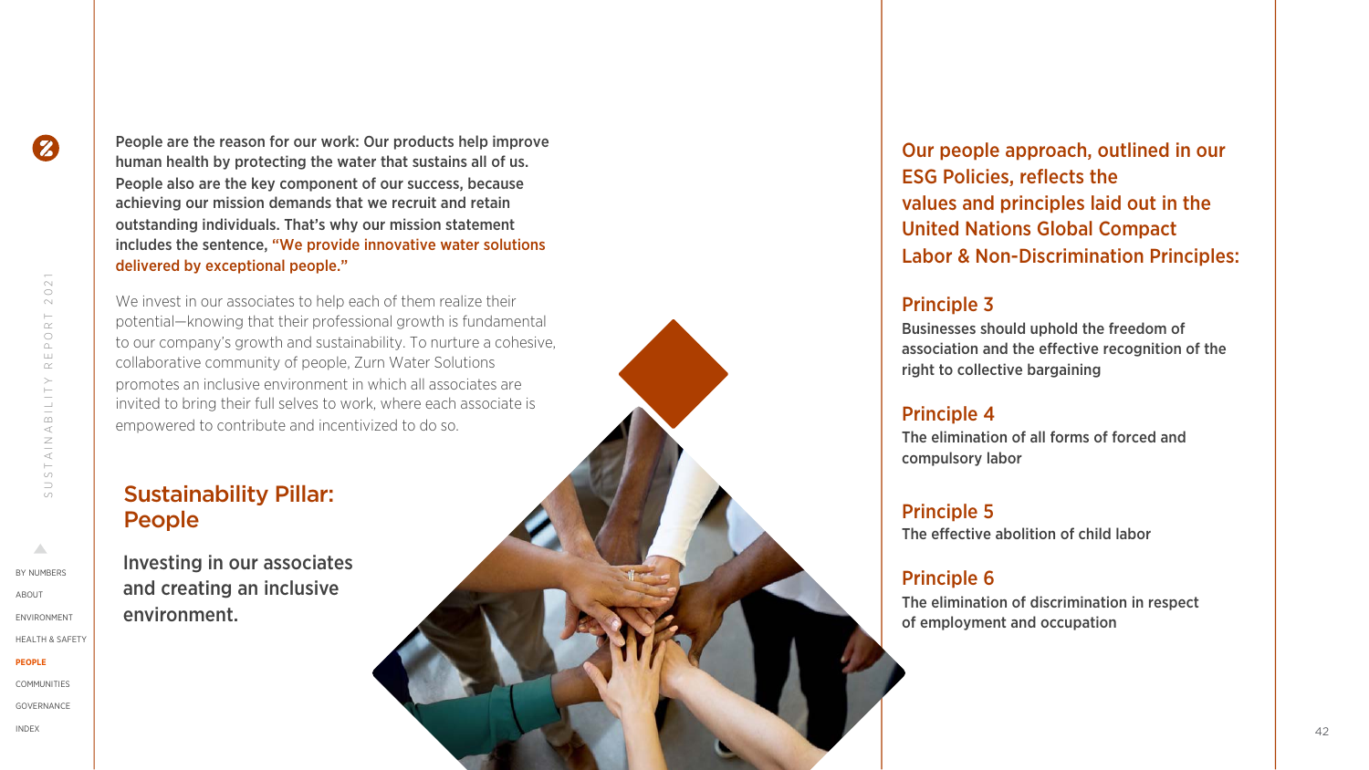**People are the reason for our work: Our products help improve human health by protecting the water that sustains all of us. People also are the key component of our success, because achieving our mission demands that we recruit and retain outstanding individuals. That's why our mission statement includes the sentence, "We provide innovative water solutions delivered by exceptional people."**

We invest in our associates to help each of them realize their potential—knowing that their professional growth is fundamental to our company's growth and sustainability. To nurture a cohesive, collaborative community of people, Zurn Water Solutions promotes an inclusive environment in which all associates are invited to bring their full selves to work, where each associate is empowered to contribute and incentivized to do so.

## Sustainability Pillar: People

**Investing in our associates and creating an inclusive environment.**

## Our people approach, outlined in our ESG Policies, reflects the values and principles laid out in the United Nations Global Compact Labor & Non-Discrimination Principles:

### Principle 3

Businesses should uphold the freedom of association and the effective recognition of the right to collective bargaining

### Principle 4

The elimination of all forms of forced and compulsory labor

### Principle 5

The effective abolition of child labor

### Principle 6

The elimination of discrimination in respect of employment and occupation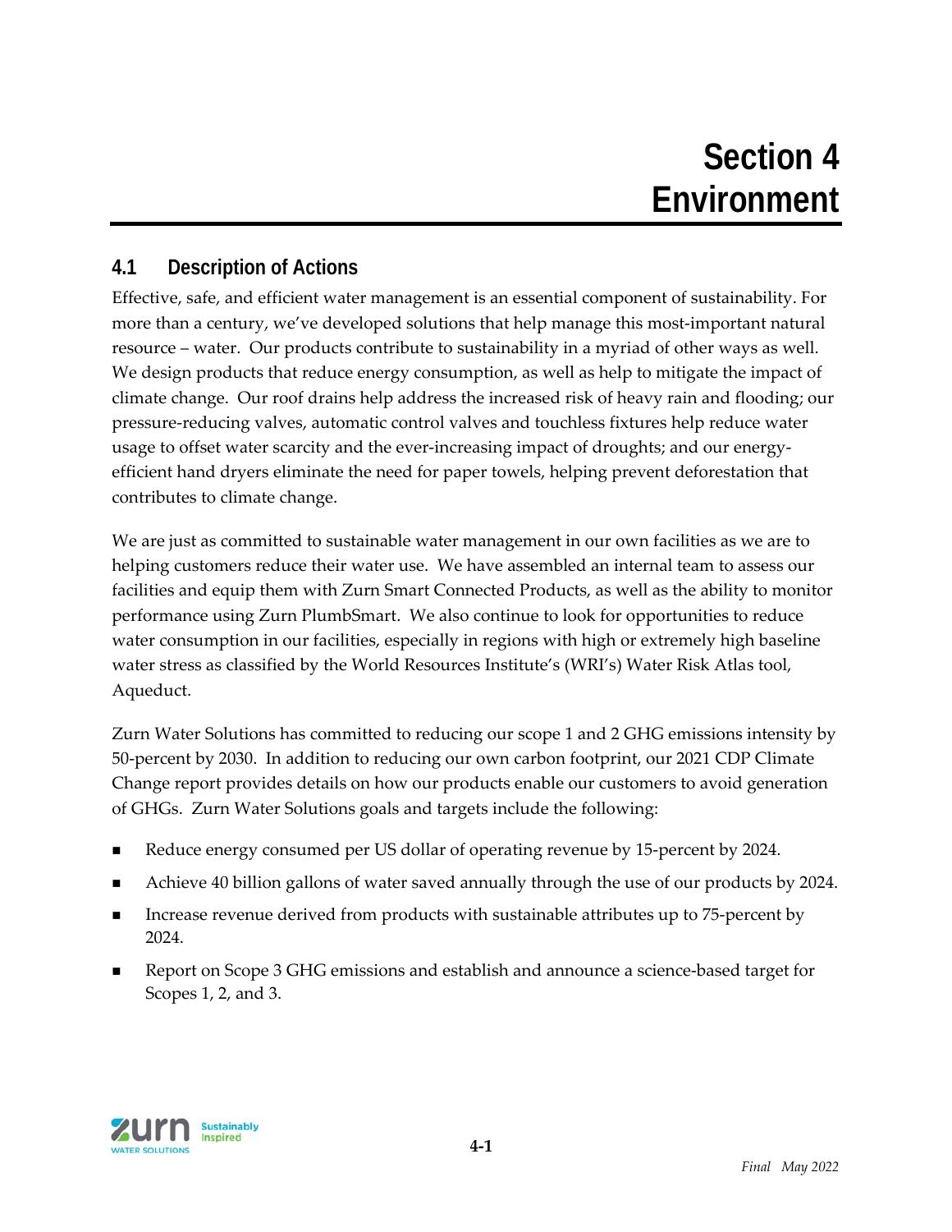# Section 4 Environment

## 4.1 Description of Actions

Effective, safe, and efficient water management is an essential component of sustainability. For more than a century, we've developed solutions that help manage this most-important natural resource – water. Our products contribute to sustainability in a myriad of other ways as well. We design products that reduce energy consumption, as well as help to mitigate the impact of climate change. Our roof drains help address the increased risk of heavy rain and flooding; our pressure-reducing valves, automatic control valves and touchless fixtures help reduce water usage to offset water scarcity and the ever-increasing impact of droughts; and our energy-efficient hand dryers eliminate the need for paper towels, helping prevent deforestation that contributes to climate change.

We are just as committed to sustainable water management in our own facilities as we are to helping customers reduce their water use. We have assembled an internal team to assess our facilities and equip them with Zurn Smart Connected Products, as well as the ability to monitor performance using Zurn PlumbSmart. We also continue to look for opportunities to reduce water consumption in our facilities, especially in regions with high or extremely high baseline water stress as classified by the World Resources Institute's (WRI's) Water Risk Atlas tool, Aqueduct.

Zurn Water Solutions has committed to reducing our scope 1 and 2 GHG emissions intensity by 50-percent by 2030. In addition to reducing our own carbon footprint, our 2021 CDP Climate Change report provides details on how our products enable our customers to avoid generation of GHGs. Zurn Water Solutions goals and targets include the following:

- Reduce energy consumed per US dollar of operating revenue by 15-percent by 2024.
- Achieve 40 billion gallons of water saved annually through the use of our products by 2024.
- Increase revenue derived from products with sustainable attributes up to 75-percent by 2024.
- Report on Scope 3 GHG emissions and establish and announce a science-based target for Scopes 1, 2, and 3.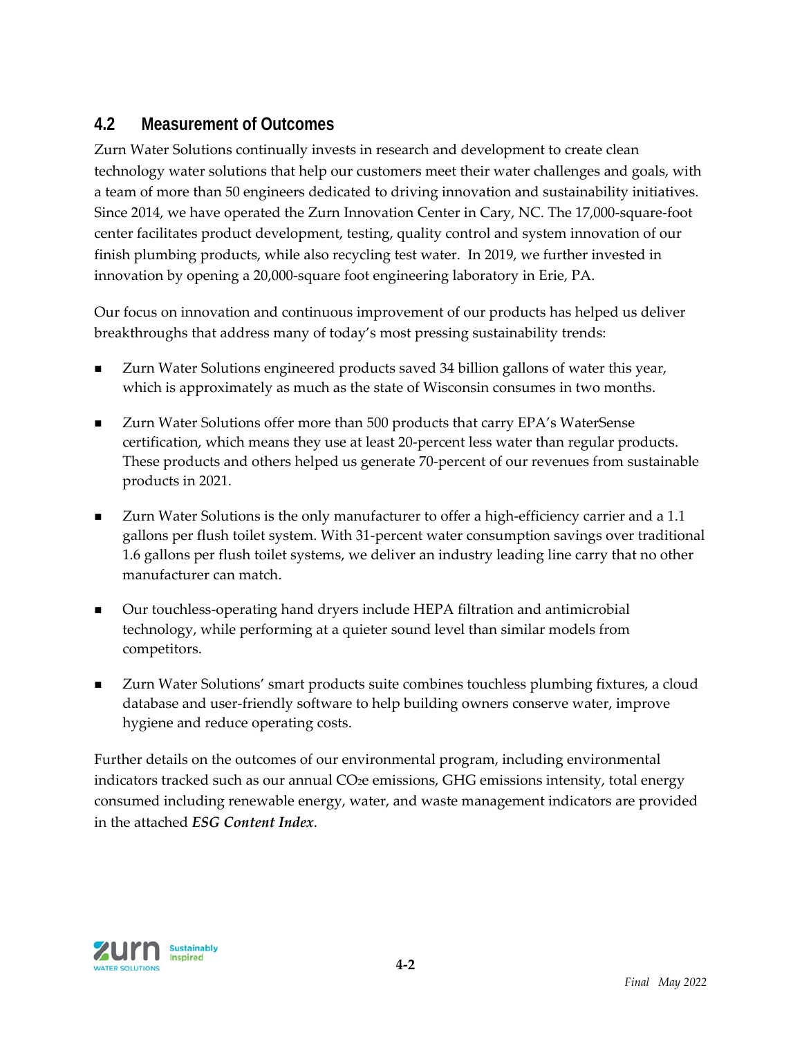## 4.2 Measurement of Outcomes

Zurn Water Solutions continually invests in research and development to create clean technology water solutions that help our customers meet their water challenges and goals, with a team of more than 50 engineers dedicated to driving innovation and sustainability initiatives. Since 2014, we have operated the Zurn Innovation Center in Cary, NC. The 17,000-square-foot center facilitates product development, testing, quality control and system innovation of our finish plumbing products, while also recycling test water. In 2019, we further invested in innovation by opening a 20,000-square foot engineering laboratory in Erie, PA.

Our focus on innovation and continuous improvement of our products has helped us deliver breakthroughs that address many of today's most pressing sustainability trends:

- Zurn Water Solutions engineered products saved 34 billion gallons of water this year, which is approximately as much as the state of Wisconsin consumes in two months.
- Zurn Water Solutions offer more than 500 products that carry EPA's WaterSense certification, which means they use at least 20-percent less water than regular products. These products and others helped us generate 70-percent of our revenues from sustainable products in 2021.
- Zurn Water Solutions is the only manufacturer to offer a high-efficiency carrier and a 1.1 gallons per flush toilet system. With 31-percent water consumption savings over traditional 1.6 gallons per flush toilet systems, we deliver an industry leading line carry that no other manufacturer can match.
- Our touchless-operating hand dryers include HEPA filtration and antimicrobial technology, while performing at a quieter sound level than similar models from competitors.
- Zurn Water Solutions' smart products suite combines touchless plumbing fixtures, a cloud database and user-friendly software to help building owners conserve water, improve hygiene and reduce operating costs.

Further details on the outcomes of our environmental program, including environmental indicators tracked such as our annual $CO_2e$ emissions, GHG emissions intensity, total energy consumed including renewable energy, water, and waste management indicators are provided in the attached ***ESG Content Index***.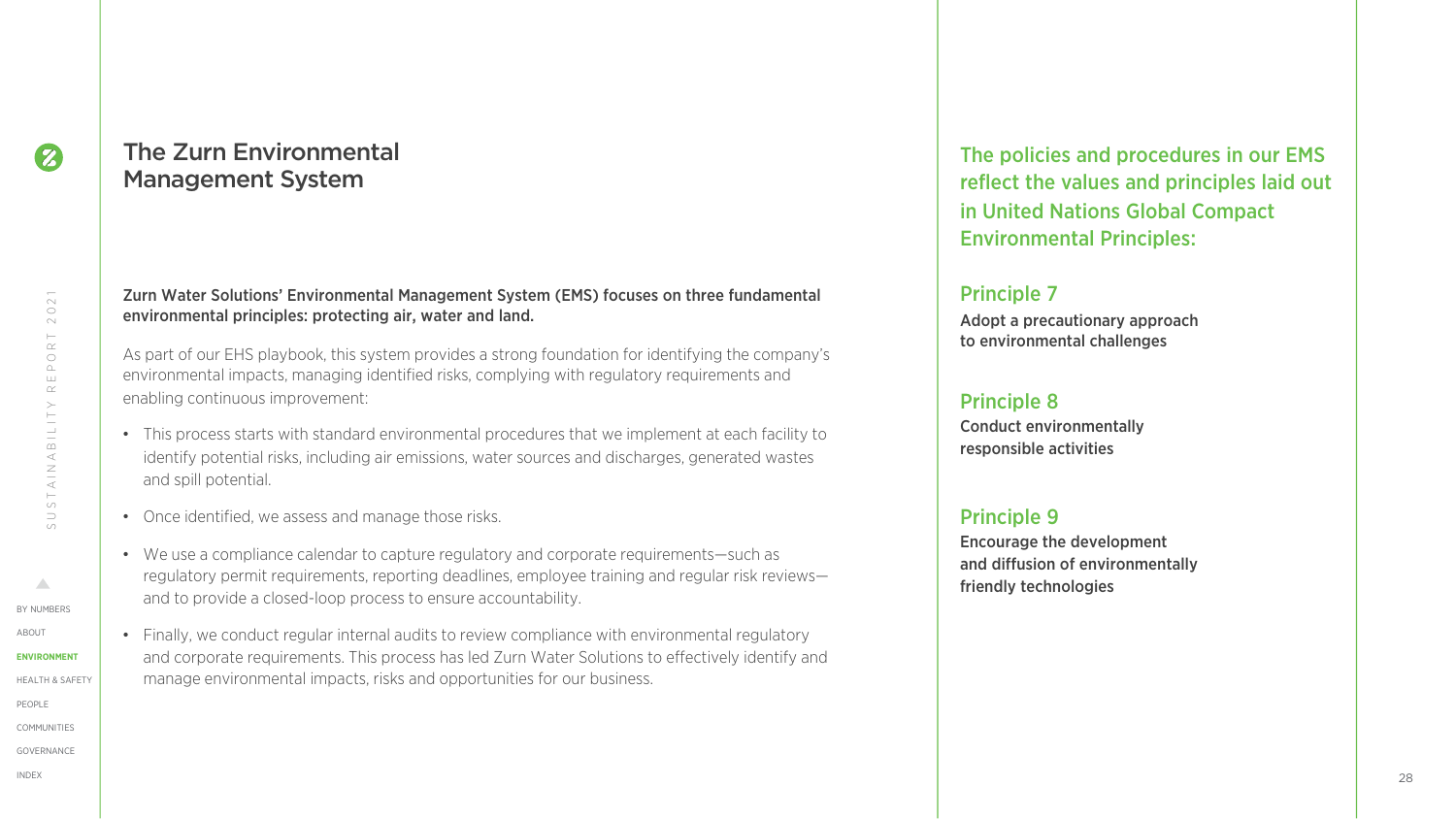# The Zurn Environmental Management System

**Zurn Water Solutions' Environmental Management System (EMS) focuses on three fundamental environmental principles: protecting air, water and land.**

As part of our EHS playbook, this system provides a strong foundation for identifying the company's environmental impacts, managing identified risks, complying with regulatory requirements and enabling continuous improvement:

- This process starts with standard environmental procedures that we implement at each facility to identify potential risks, including air emissions, water sources and discharges, generated wastes and spill potential.
- Once identified, we assess and manage those risks.
- We use a compliance calendar to capture regulatory and corporate requirements—such as regulatory permit requirements, reporting deadlines, employee training and regular risk reviews—and to provide a closed-loop process to ensure accountability.
- Finally, we conduct regular internal audits to review compliance with environmental regulatory and corporate requirements. This process has led Zurn Water Solutions to effectively identify and manage environmental impacts, risks and opportunities for our business.

## The policies and procedures in our EMS reflect the values and principles laid out in United Nations Global Compact Environmental Principles:

### Principle 7

**Adopt a precautionary approach to environmental challenges**

### Principle 8

**Conduct environmentally responsible activities**

### Principle 9

**Encourage the development and diffusion of environmentally friendly technologies**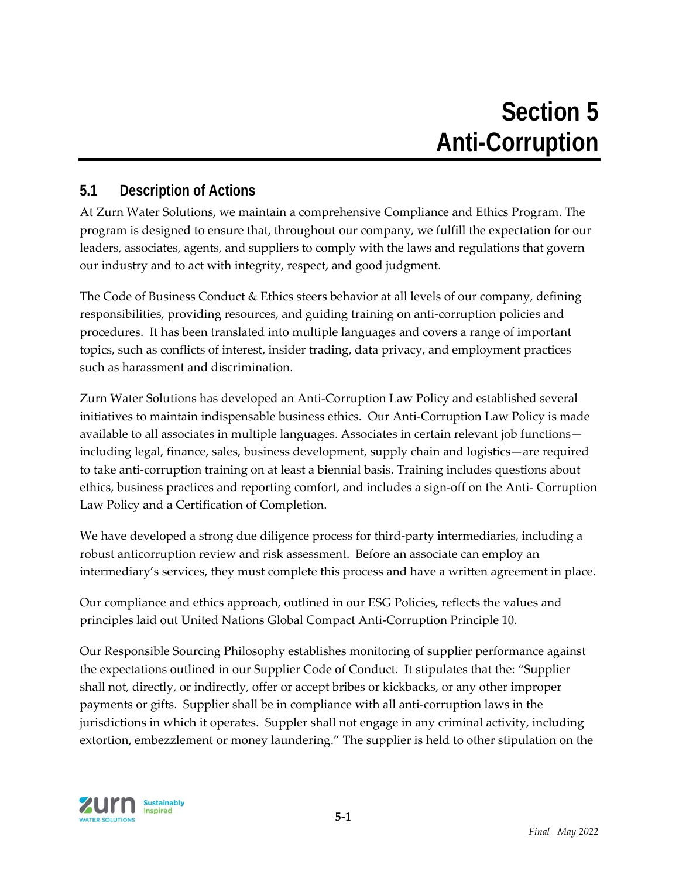# Section 5
# Anti-Corruption

## 5.1 Description of Actions

At Zurn Water Solutions, we maintain a comprehensive Compliance and Ethics Program. The program is designed to ensure that, throughout our company, we fulfill the expectation for our leaders, associates, agents, and suppliers to comply with the laws and regulations that govern our industry and to act with integrity, respect, and good judgment.

The Code of Business Conduct & Ethics steers behavior at all levels of our company, defining responsibilities, providing resources, and guiding training on anti-corruption policies and procedures. It has been translated into multiple languages and covers a range of important topics, such as conflicts of interest, insider trading, data privacy, and employment practices such as harassment and discrimination.

Zurn Water Solutions has developed an Anti-Corruption Law Policy and established several initiatives to maintain indispensable business ethics. Our Anti-Corruption Law Policy is made available to all associates in multiple languages. Associates in certain relevant job functions—including legal, finance, sales, business development, supply chain and logistics—are required to take anti-corruption training on at least a biennial basis. Training includes questions about ethics, business practices and reporting comfort, and includes a sign-off on the Anti- Corruption Law Policy and a Certification of Completion.

We have developed a strong due diligence process for third-party intermediaries, including a robust anticorruption review and risk assessment. Before an associate can employ an intermediary's services, they must complete this process and have a written agreement in place.

Our compliance and ethics approach, outlined in our ESG Policies, reflects the values and principles laid out United Nations Global Compact Anti-Corruption Principle 10.

Our Responsible Sourcing Philosophy establishes monitoring of supplier performance against the expectations outlined in our Supplier Code of Conduct. It stipulates that the: "Supplier shall not, directly, or indirectly, offer or accept bribes or kickbacks, or any other improper payments or gifts. Supplier shall be in compliance with all anti-corruption laws in the jurisdictions in which it operates. Suppler shall not engage in any criminal activity, including extortion, embezzlement or money laundering." The supplier is held to other stipulation on the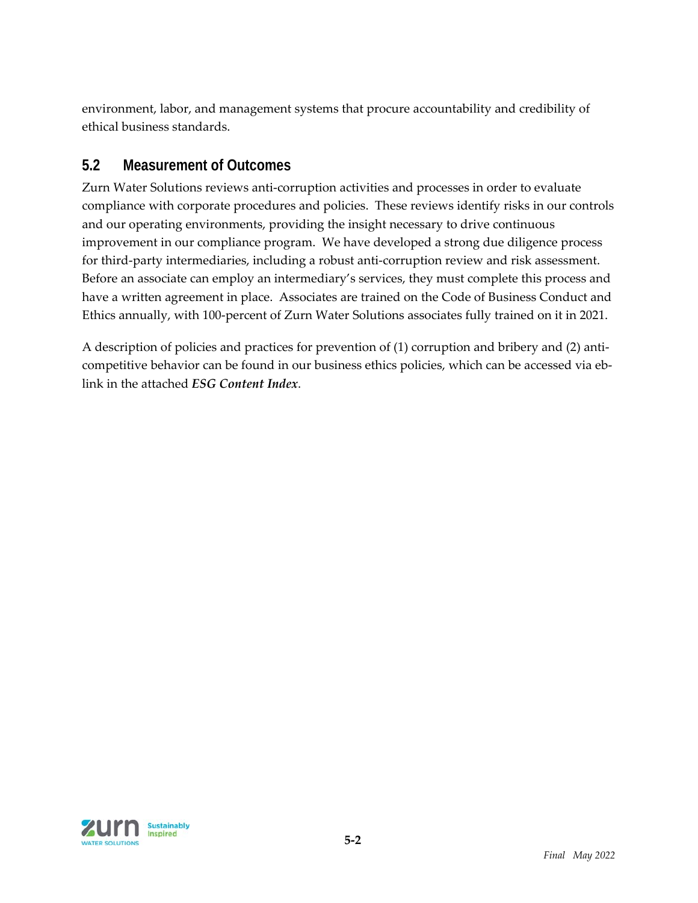environment, labor, and management systems that procure accountability and credibility of ethical business standards.

## 5.2 Measurement of Outcomes

Zurn Water Solutions reviews anti-corruption activities and processes in order to evaluate compliance with corporate procedures and policies. These reviews identify risks in our controls and our operating environments, providing the insight necessary to drive continuous improvement in our compliance program. We have developed a strong due diligence process for third-party intermediaries, including a robust anti-corruption review and risk assessment. Before an associate can employ an intermediary's services, they must complete this process and have a written agreement in place. Associates are trained on the Code of Business Conduct and Ethics annually, with 100-percent of Zurn Water Solutions associates fully trained on it in 2021.

A description of policies and practices for prevention of (1) corruption and bribery and (2) anti-competitive behavior can be found in our business ethics policies, which can be accessed via eb-link in the attached ***ESG Content Index***.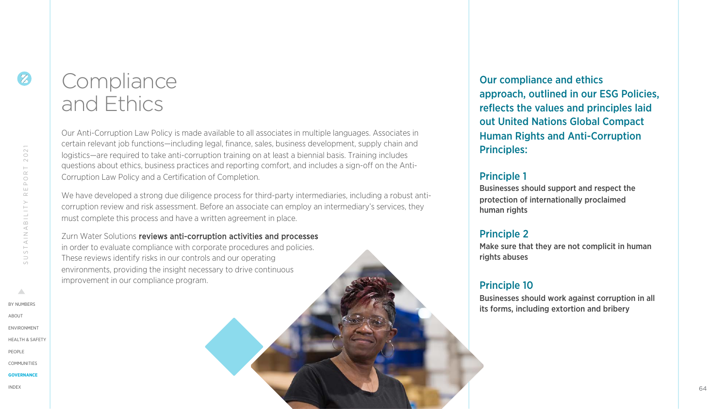# Compliance and Ethics

Our Anti-Corruption Law Policy is made available to all associates in multiple languages. Associates in certain relevant job functions—including legal, finance, sales, business development, supply chain and logistics—are required to take anti-corruption training on at least a biennial basis. Training includes questions about ethics, business practices and reporting comfort, and includes a sign-off on the Anti-Corruption Law Policy and a Certification of Completion.

We have developed a strong due diligence process for third-party intermediaries, including a robust anti-corruption review and risk assessment. Before an associate can employ an intermediary's services, they must complete this process and have a written agreement in place.

Zurn Water Solutions **reviews anti-corruption activities and processes** in order to evaluate compliance with corporate procedures and policies. These reviews identify risks in our controls and our operating environments, providing the insight necessary to drive continuous improvement in our compliance program.

**Our compliance and ethics approach, outlined in our ESG Policies, reflects the values and principles laid out United Nations Global Compact Human Rights and Anti-Corruption Principles:**

## Principle 1

Businesses should support and respect the protection of internationally proclaimed human rights

## Principle 2

Make sure that they are not complicit in human rights abuses

## Principle 10

Businesses should work against corruption in all its forms, including extortion and bribery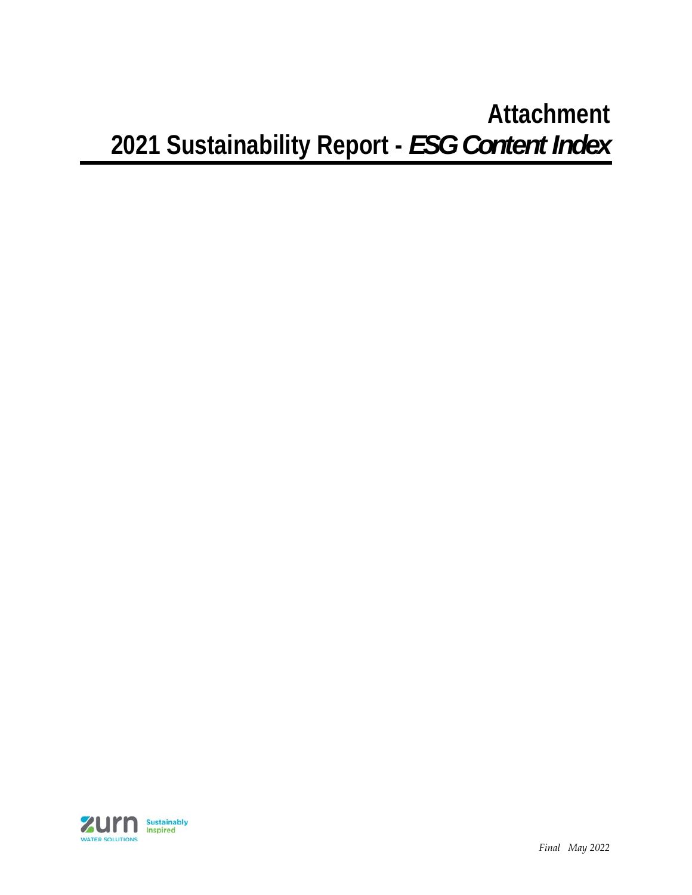# Attachment

# 2021 Sustainability Report - *ESG Content Index*

*Final May 2022*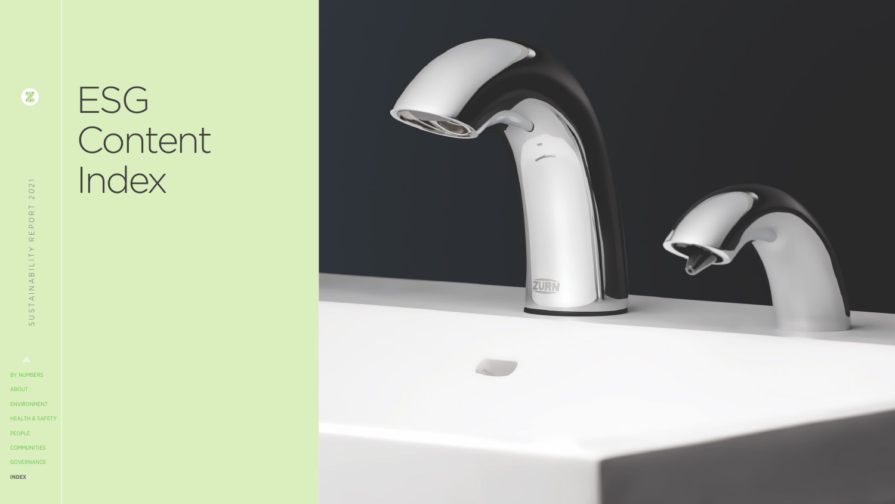# ESG Content Index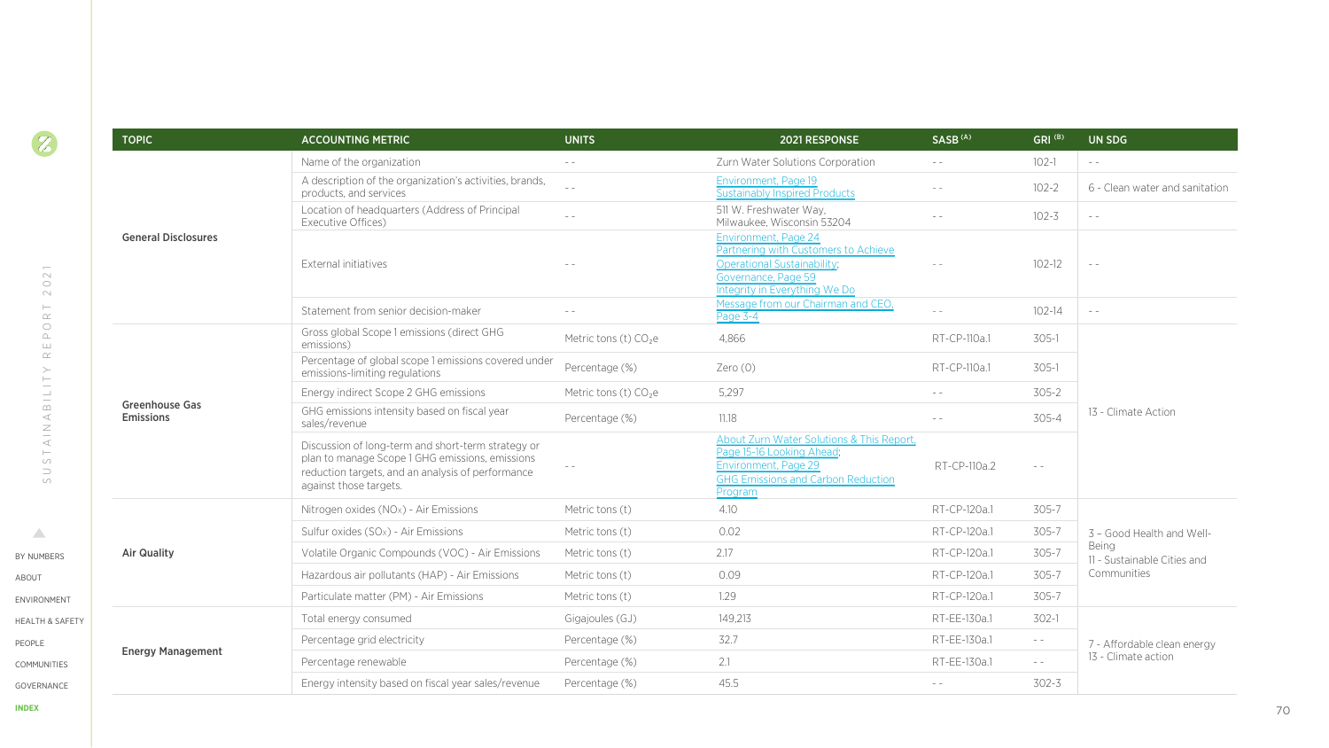| TOPIC | ACCOUNTING METRIC | UNITS | 2021 RESPONSE | SASB (A) | GRI (B) | UN SDG |
|---|---|---|---|---|---|---|
| General Disclosures | Name of the organization | - - | Zurn Water Solutions Corporation | - - | 102-1 | - - |
| | A description of the organization's activities, brands, products, and services | - - | Environment, Page 19 Sustainably Inspired Products | - - | 102-2 | 6 - Clean water and sanitation |
| | Location of headquarters (Address of Principal Executive Offices) | - - | 511 W. Freshwater Way, Milwaukee, Wisconsin 53204 | - - | 102-3 | - - |
| | External initiatives | - - | Environment, Page 24 Partnering with Customers to Achieve Operational Sustainability; Governance, Page 59 Integrity in Everything We Do | - - | 102-12 | - - |
| | Statement from senior decision-maker | - - | Message from our Chairman and CEO, Page 3-4 | - - | 102-14 | - - |
| Greenhouse Gas Emissions | Gross global Scope 1 emissions (direct GHG emissions) | Metric tons (t) $CO_2e$ | 4,866 | RT-CP-110a.1 | 305-1 | 13 - Climate Action |
| | Percentage of global scope 1 emissions covered under emissions-limiting regulations | Percentage (%) | Zero (0) | RT-CP-110a.1 | 305-1 | |
| | Energy indirect Scope 2 GHG emissions | Metric tons (t) $CO_2e$ | 5,297 | - - | 305-2 | |
| | GHG emissions intensity based on fiscal year sales/revenue | Percentage (%) | 11.18 | - - | 305-4 | |
| | Discussion of long-term and short-term strategy or plan to manage Scope 1 GHG emissions, emissions reduction targets, and an analysis of performance against those targets. | - - | About Zurn Water Solutions & This Report, Page 15-16 Looking Ahead; Environment, Page 29 GHG Emissions and Carbon Reduction Program | RT-CP-110a.2 | - - | |
| Air Quality | Nitrogen oxides (NOx) - Air Emissions | Metric tons (t) | 4.10 | RT-CP-120a.1 | 305-7 | 3 - Good Health and Well-Being<br>11 - Sustainable Cities and Communities |
| | Sulfur oxides (SOx) - Air Emissions | Metric tons (t) | 0.02 | RT-CP-120a.1 | 305-7 | |
| | Volatile Organic Compounds (VOC) - Air Emissions | Metric tons (t) | 2.17 | RT-CP-120a.1 | 305-7 | |
| | Hazardous air pollutants (HAP) - Air Emissions | Metric tons (t) | 0.09 | RT-CP-120a.1 | 305-7 | |
| | Particulate matter (PM) - Air Emissions | Metric tons (t) | 1.29 | RT-CP-120a.1 | 305-7 | |
| Energy Management | Total energy consumed | Gigajoules (GJ) | 149,213 | RT-EE-130a.1 | 302-1 | 7 - Affordable clean energy<br>13 - Climate action |
| | Percentage grid electricity | Percentage (%) | 32.7 | RT-EE-130a.1 | - - | |
| | Percentage renewable | Percentage (%) | 2.1 | RT-EE-130a.1 | - - | |
| | Energy intensity based on fiscal year sales/revenue | Percentage (%) | 45.5 | - - | 302-3 | |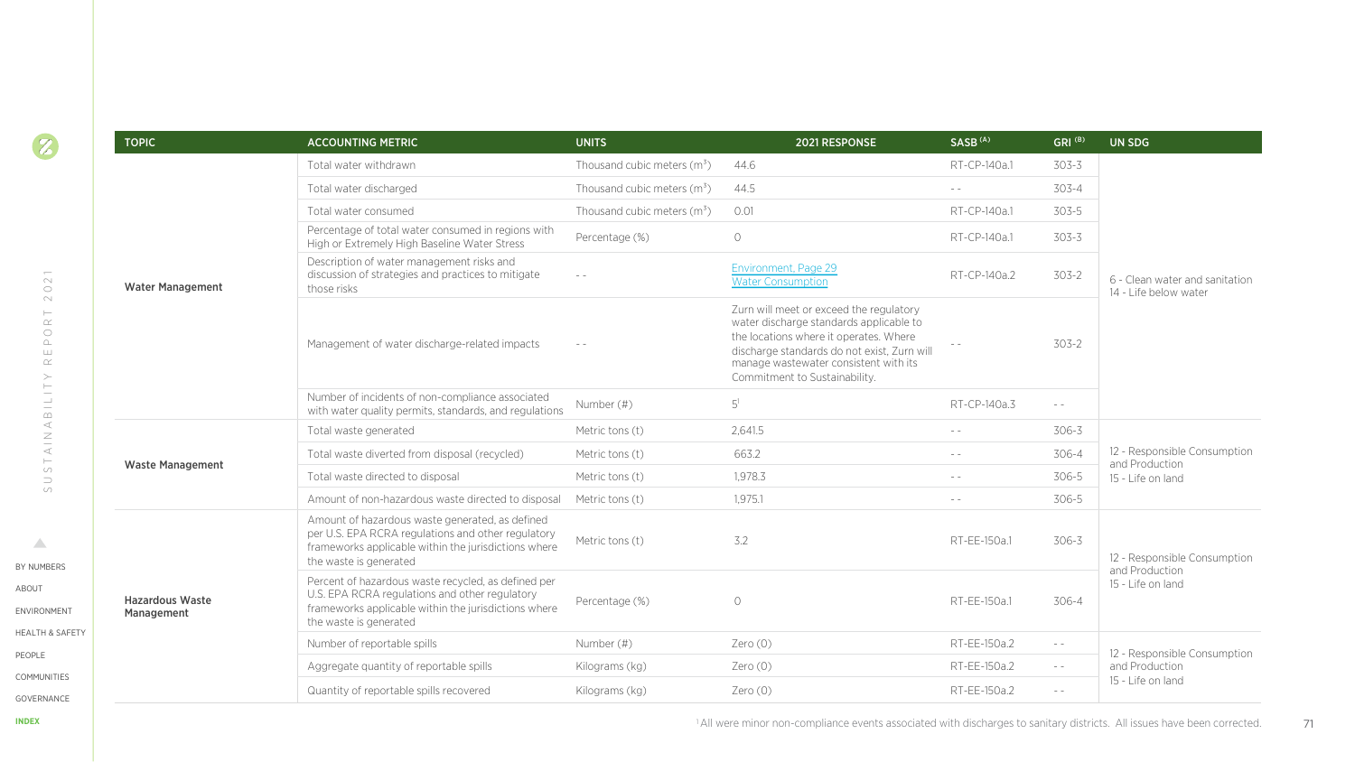| TOPIC | ACCOUNTING METRIC | UNITS | 2021 RESPONSE | SASB [(A)] | GRI [(B)] | UN SDG |
|---|---|---|---|---|---|---|
| Water Management | Total water withdrawn | Thousand cubic meters ($m^3$) | 44.6 | RT-CP-140a.1 | 303-3 | 6 - Clean water and sanitation<br>14 - Life below water |
| | Total water discharged | Thousand cubic meters ($m^3$) | 44.5 | - - | 303-4 | |
| | Total water consumed | Thousand cubic meters ($m^3$) | 0.01 | RT-CP-140a.1 | 303-5 | |
| | Percentage of total water consumed in regions with High or Extremely High Baseline Water Stress | Percentage (%) | 0 | RT-CP-140a.1 | 303-3 | |
| | Description of water management risks and discussion of strategies and practices to mitigate those risks | - - | Environment, Page 29<br>Water Consumption | RT-CP-140a.2 | 303-2 | |
| | Management of water discharge-related impacts | - - | Zurn will meet or exceed the regulatory water discharge standards applicable to the locations where it operates. Where discharge standards do not exist, Zurn will manage wastewater consistent with its Commitment to Sustainability. | - - | 303-2 | |
| | Number of incidents of non-compliance associated with water quality permits, standards, and regulations | Number (#) | 5[1] | RT-CP-140a.3 | - - | |
| Waste Management | Total waste generated | Metric tons (t) | 2,641.5 | - - | 306-3 | 12 - Responsible Consumption and Production<br>15 - Life on land |
| | Total waste diverted from disposal (recycled) | Metric tons (t) | 663.2 | - - | 306-4 | |
| | Total waste directed to disposal | Metric tons (t) | 1,978.3 | - - | 306-5 | |
| | Amount of non-hazardous waste directed to disposal | Metric tons (t) | 1,975.1 | - - | 306-5 | |
| Hazardous Waste Management | Amount of hazardous waste generated, as defined per U.S. EPA RCRA regulations and other regulatory frameworks applicable within the jurisdictions where the waste is generated | Metric tons (t) | 3.2 | RT-EE-150a.1 | 306-3 | 12 - Responsible Consumption and Production<br>15 - Life on land |
| | Percent of hazardous waste recycled, as defined per U.S. EPA RCRA regulations and other regulatory frameworks applicable within the jurisdictions where the waste is generated | Percentage (%) | 0 | RT-EE-150a.1 | 306-4 | |
| | Number of reportable spills | Number (#) | Zero (0) | RT-EE-150a.2 | - - | 12 - Responsible Consumption and Production<br>15 - Life on land |
| | Aggregate quantity of reportable spills | Kilograms (kg) | Zero (0) | RT-EE-150a.2 | - - | |
| | Quantity of reportable spills recovered | Kilograms (kg) | Zero (0) | RT-EE-150a.2 | - - | |

[1] All were minor non-compliance events associated with discharges to sanitary districts. All issues have been corrected.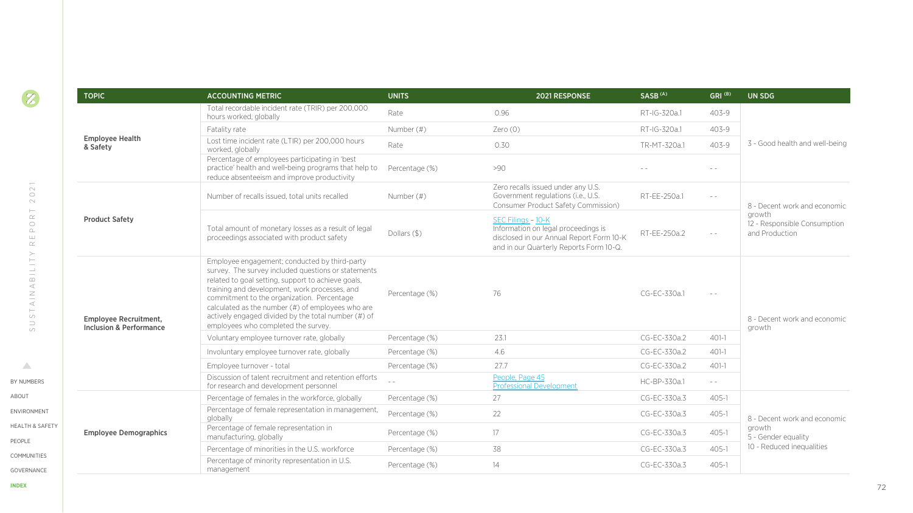| TOPIC | ACCOUNTING METRIC | UNITS | 2021 RESPONSE | SASB [(A)] | GRI [(B)] | UN SDG |
|---|---|---|---|---|---|---|
| Employee Health & Safety | Total recordable incident rate (TRIR) per 200,000 hours worked, globally | Rate | 0.96 | RT-IG-320a.1 | 403-9 | 3 - Good health and well-being |
| | Fatality rate | Number (#) | Zero (0) | RT-IG-320a.1 | 403-9 | |
| | Lost time incident rate (LTIR) per 200,000 hours worked, globally | Rate | 0.30 | TR-MT-320a.1 | 403-9 | |
| | Percentage of employees participating in 'best practice' health and well-being programs that help to reduce absenteeism and improve productivity | Percentage (%) | >90 | - - | - - | |
| Product Safety | Number of recalls issued, total units recalled | Number (#) | Zero recalls issued under any U.S. Government regulations (i.e., U.S. Consumer Product Safety Commission) | RT-EE-250a.1 | - - | 8 - Decent work and economic growth<br>12 - Responsible Consumption and Production |
| | Total amount of monetary losses as a result of legal proceedings associated with product safety | Dollars ($) | SEC Filings – 10-K<br>Information on legal proceedings is disclosed in our Annual Report Form 10-K and in our Quarterly Reports Form 10-Q. | RT-EE-250a.2 | - - | |
| Employee Recruitment, Inclusion & Performance | Employee engagement; conducted by third-party survey. The survey included questions or statements related to goal setting, support to achieve goals, training and development, work processes, and commitment to the organization. Percentage calculated as the number (#) of employees who are actively engaged divided by the total number (#) of employees who completed the survey. | Percentage (%) | 76 | CG-EC-330a.1 | - - | 8 - Decent work and economic growth |
| | Voluntary employee turnover rate, globally | Percentage (%) | 23.1 | CG-EC-330a.2 | 401-1 | |
| | Involuntary employee turnover rate, globally | Percentage (%) | 4.6 | CG-EC-330a.2 | 401-1 | |
| | Employee turnover - total | Percentage (%) | 27.7 | CG-EC-330a.2 | 401-1 | |
| | Discussion of talent recruitment and retention efforts for research and development personnel | - - | People, Page 45<br>Professional Development | HC-BP-330a.1 | - - | |
| Employee Demographics | Percentage of females in the workforce, globally | Percentage (%) | 27 | CG-EC-330a.3 | 405-1 | 8 - Decent work and economic growth<br>5 - Gender equality<br>10 - Reduced inequalities |
| | Percentage of female representation in management, globally | Percentage (%) | 22 | CG-EC-330a.3 | 405-1 | |
| | Percentage of female representation in manufacturing, globally | Percentage (%) | 17 | CG-EC-330a.3 | 405-1 | |
| | Percentage of minorities in the U.S. workforce | Percentage (%) | 38 | CG-EC-330a.3 | 405-1 | |
| | Percentage of minority representation in U.S. management | Percentage (%) | 14 | CG-EC-330a.3 | 405-1 | |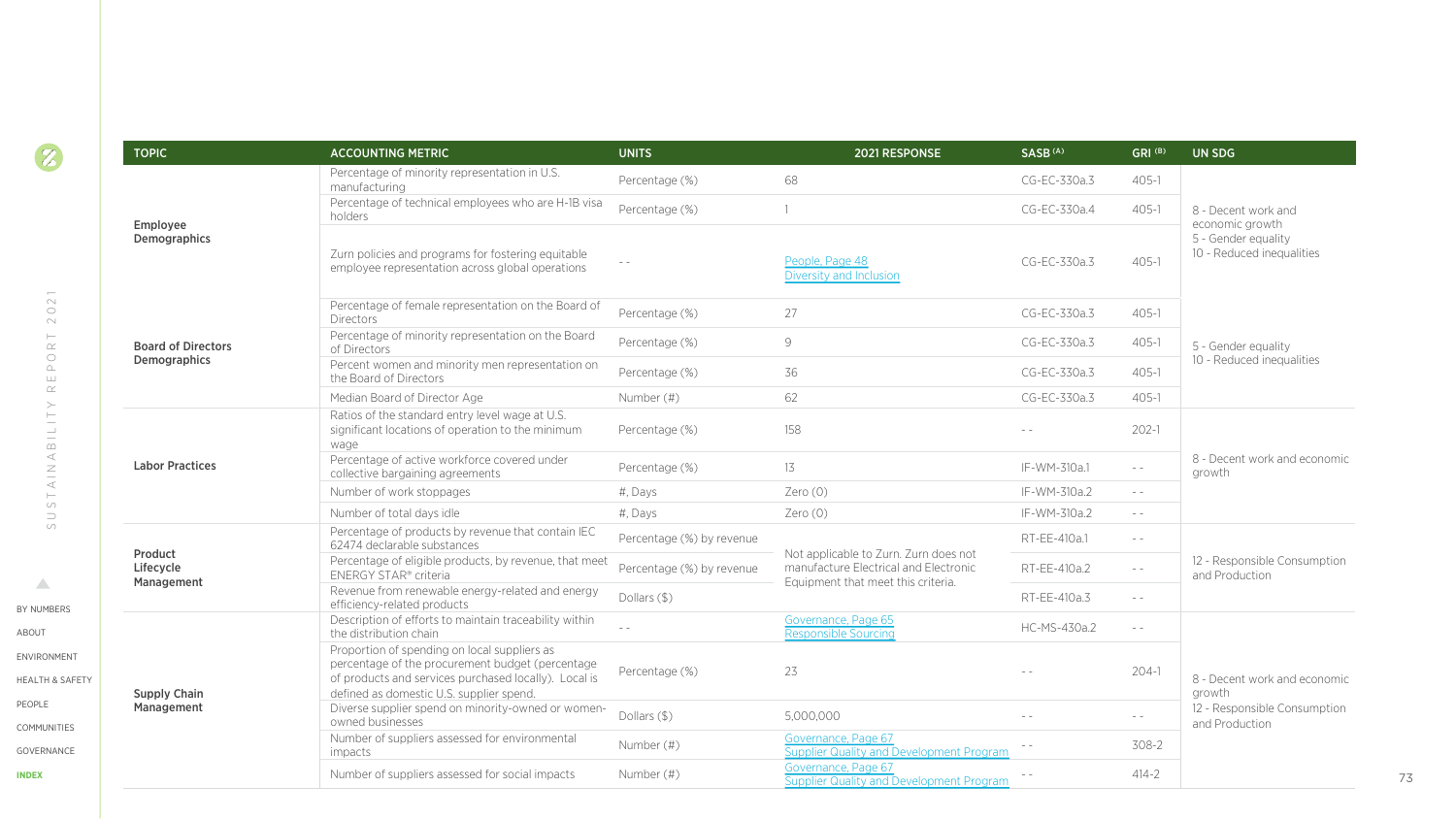| TOPIC | ACCOUNTING METRIC | UNITS | 2021 RESPONSE | SASB [A] | GRI [B] | UN SDG |
|---|---|---|---|---|---|---|
| Employee Demographics | Percentage of minority representation in U.S. manufacturing | Percentage (%) | 68 | CG-EC-330a.3 | 405-1 | 8 - Decent work and economic growth 5 - Gender equality 10 - Reduced inequalities |
| | Percentage of technical employees who are H-1B visa holders | Percentage (%) | 1 | CG-EC-330a.4 | 405-1 | |
| | Zurn policies and programs for fostering equitable employee representation across global operations | - - | People, Page 48 Diversity and Inclusion | CG-EC-330a.3 | 405-1 | |
| Board of Directors Demographics | Percentage of female representation on the Board of Directors | Percentage (%) | 27 | CG-EC-330a.3 | 405-1 | 5 - Gender equality 10 - Reduced inequalities |
| | Percentage of minority representation on the Board of Directors | Percentage (%) | 9 | CG-EC-330a.3 | 405-1 | |
| | Percent women and minority men representation on the Board of Directors | Percentage (%) | 36 | CG-EC-330a.3 | 405-1 | |
| | Median Board of Director Age | Number (#) | 62 | CG-EC-330a.3 | 405-1 | |
| Labor Practices | Ratios of the standard entry level wage at U.S. significant locations of operation to the minimum wage | Percentage (%) | 158 | - - | 202-1 | 8 - Decent work and economic growth |
| | Percentage of active workforce covered under collective bargaining agreements | Percentage (%) | 13 | IF-WM-310a.1 | - - | |
| | Number of work stoppages | #, Days | Zero (0) | IF-WM-310a.2 | - - | |
| | Number of total days idle | #, Days | Zero (0) | IF-WM-310a.2 | - - | |
| Product Lifecycle Management | Percentage of products by revenue that contain IEC 62474 declarable substances | Percentage (%) by revenue | Not applicable to Zurn. Zurn does not manufacture Electrical and Electronic Equipment that meet this criteria. | RT-EE-410a.1 | - - | 12 - Responsible Consumption and Production |
| | Percentage of eligible products, by revenue, that meet ENERGY STAR® criteria | Percentage (%) by revenue | | RT-EE-410a.2 | - - | |
| | Revenue from renewable energy-related and energy efficiency-related products | Dollars ($) | | RT-EE-410a.3 | - - | |
| Supply Chain Management | Description of efforts to maintain traceability within the distribution chain | - - | Governance, Page 65 Responsible Sourcing | HC-MS-430a.2 | - - | 8 - Decent work and economic growth 12 - Responsible Consumption and Production |
| | Proportion of spending on local suppliers as percentage of the procurement budget (percentage of products and services purchased locally). Local is defined as domestic U.S. supplier spend. | Percentage (%) | 23 | - - | 204-1 | |
| | Diverse supplier spend on minority-owned or women-owned businesses | Dollars ($) | 5,000,000 | - - | - - | |
| | Number of suppliers assessed for environmental impacts | Number (#) | Governance, Page 67 Supplier Quality and Development Program | - - | 308-2 | |
| | Number of suppliers assessed for social impacts | Number (#) | Governance, Page 67 Supplier Quality and Development Program | - - | 414-2 | |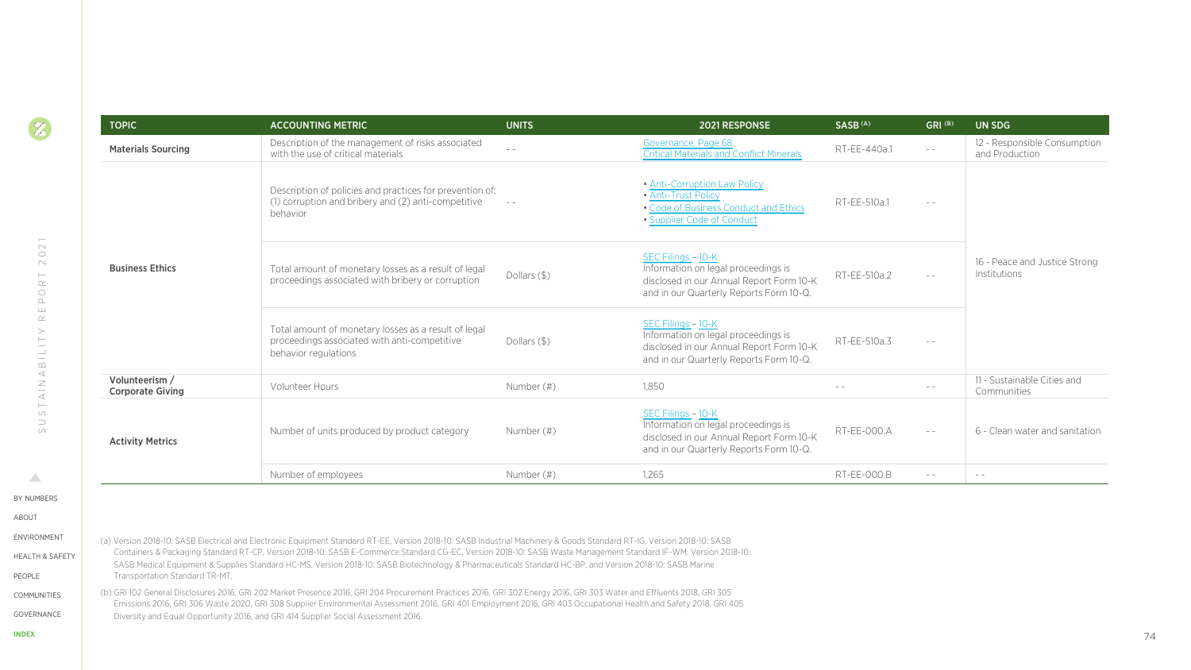| TOPIC | ACCOUNTING METRIC | UNITS | 2021 RESPONSE | SASB [A] | GRI [B] | UN SDG |
|---|---|---|---|---|---|---|
| Materials Sourcing | Description of the management of risks associated with the use of critical materials | - - | Governance, Page 68<br>Critical Materials and Conflict Minerals | RT-EE-440a.1 | - - | 12 - Responsible Consumption and Production |
| Business Ethics | Description of policies and practices for prevention of: (1) corruption and bribery and (2) anti-competitive behavior | - - | • Anti-Corruption Law Policy<br>• Anti-Trust Policy<br>• Code of Business Conduct and Ethics<br>• Supplier Code of Conduct | RT-EE-510a.1 | - - | 16 - Peace and Justice Strong Institutions |
| | Total amount of monetary losses as a result of legal proceedings associated with bribery or corruption | Dollars ($) | SEC Filings – 10-K<br>Information on legal proceedings is disclosed in our Annual Report Form 10-K and in our Quarterly Reports Form 10-Q. | RT-EE-510a.2 | - - | |
| | Total amount of monetary losses as a result of legal proceedings associated with anti-competitive behavior regulations | Dollars ($) | SEC Filings – 10-K<br>Information on legal proceedings is disclosed in our Annual Report Form 10-K and in our Quarterly Reports Form 10-Q. | RT-EE-510a.3 | - - | |
| Volunteerism / Corporate Giving | Volunteer Hours | Number (#) | 1,850 | - - | - - | 11 - Sustainable Cities and Communities |
| Activity Metrics | Number of units produced by product category | Number (#) | SEC Filings – 10-K<br>Information on legal proceedings is disclosed in our Annual Report Form 10-K and in our Quarterly Reports Form 10-Q. | RT-EE-000.A | - - | 6 - Clean water and sanitation |
| | Number of employees | Number (#) | 1,265 | RT-EE-000.B | - - | - - |

(a) Version 2018-10: SASB Electrical and Electronic Equipment Standard RT-EE, Version 2018-10: SASB Industrial Machinery & Goods Standard RT-IG, Version 2018-10: SASB Containers & Packaging Standard RT-CP, Version 2018-10: SASB E-Commerce Standard CG-EC, Version 2018-10: SASB Waste Management Standard IF-WM, Version 2018-10: SASB Medical Equipment & Supplies Standard HC-MS, Version 2018-10: SASB Biotechnology & Pharmaceuticals Standard HC-BP, and Version 2018-10: SASB Marine Transportation Standard TR-MT.

(b) GRI 102 General Disclosures 2016, GRI 202 Market Presence 2016, GRI 204 Procurement Practices 2016, GRI 302 Energy 2016, GRI 303 Water and Effluents 2018, GRI 305 Emissions 2016, GRI 306 Waste 2020, GRI 308 Supplier Environmental Assessment 2016, GRI 401 Employment 2016, GRI 403 Occupational Health and Safety 2018, GRI 405 Diversity and Equal Opportunity 2016, and GRI 414 Supplier Social Assessment 2016.